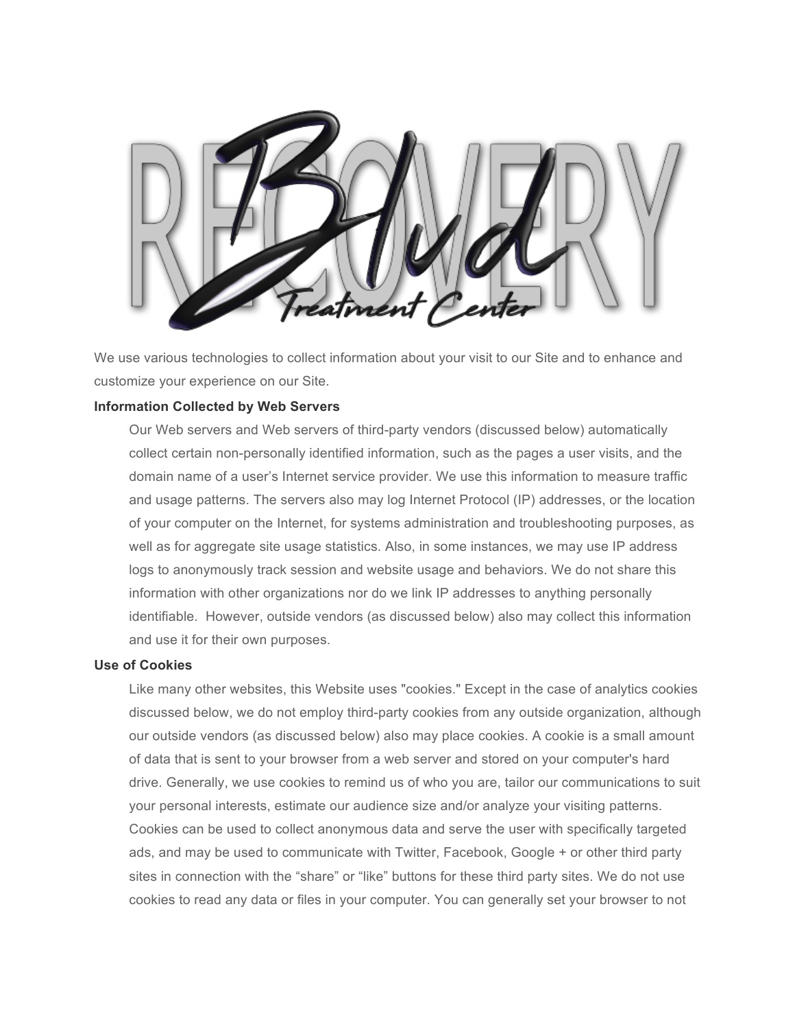We use various technologies to collect information about your visit to our Site and to enhance and customize your experience on our Site.

**Information Collected by Web Servers**

Our Web servers and Web servers of third-party vendors (discussed below) automatically collect certain non-personally identified information, such as the pages a user visits, and the domain name of a user's Internet service provider. We use this information to measure traffic and usage patterns. The servers also may log Internet Protocol (IP) addresses, or the location of your computer on the Internet, for systems administration and troubleshooting purposes, as well as for aggregate site usage statistics. Also, in some instances, we may use IP address logs to anonymously track session and website usage and behaviors. We do not share this information with other organizations nor do we link IP addresses to anything personally identifiable. However, outside vendors (as discussed below) also may collect this information and use it for their own purposes.

**Use of Cookies**

Like many other websites, this Website uses "cookies." Except in the case of analytics cookies discussed below, we do not employ third-party cookies from any outside organization, although our outside vendors (as discussed below) also may place cookies. A cookie is a small amount of data that is sent to your browser from a web server and stored on your computer's hard drive. Generally, we use cookies to remind us of who you are, tailor our communications to suit your personal interests, estimate our audience size and/or analyze your visiting patterns. Cookies can be used to collect anonymous data and serve the user with specifically targeted ads, and may be used to communicate with Twitter, Facebook, Google + or other third party sites in connection with the "share" or "like" buttons for these third party sites. We do not use cookies to read any data or files in your computer. You can generally set your browser to not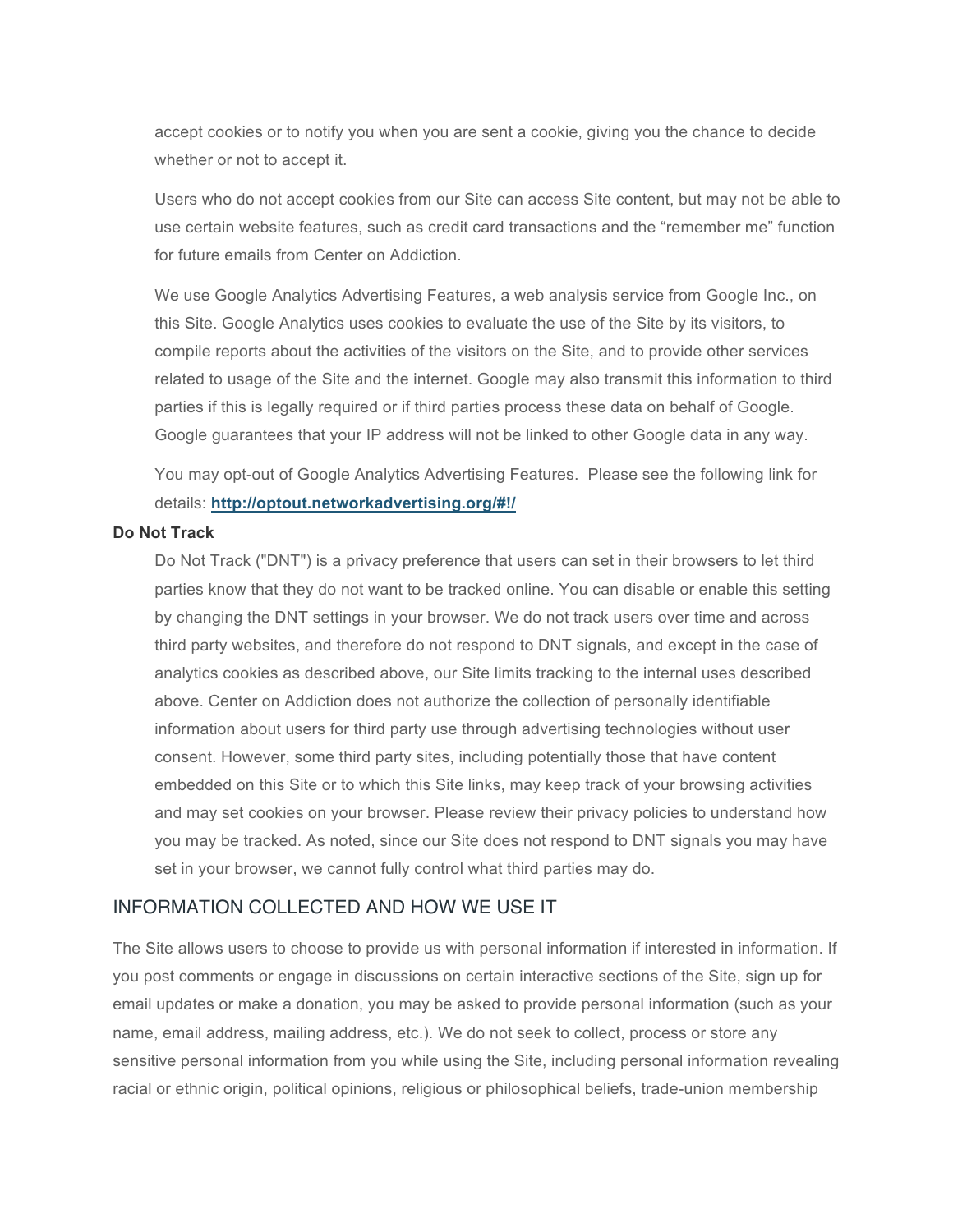accept cookies or to notify you when you are sent a cookie, giving you the chance to decide whether or not to accept it.

Users who do not accept cookies from our Site can access Site content, but may not be able to use certain website features, such as credit card transactions and the "remember me" function for future emails from Center on Addiction.

We use Google Analytics Advertising Features, a web analysis service from Google Inc., on this Site. Google Analytics uses cookies to evaluate the use of the Site by its visitors, to compile reports about the activities of the visitors on the Site, and to provide other services related to usage of the Site and the internet. Google may also transmit this information to third parties if this is legally required or if third parties process these data on behalf of Google. Google guarantees that your IP address will not be linked to other Google data in any way.

You may opt-out of Google Analytics Advertising Features. Please see the following link for details: **http://optout.networkadvertising.org/#!/**

**Do Not Track**

Do Not Track ("DNT") is a privacy preference that users can set in their browsers to let third parties know that they do not want to be tracked online. You can disable or enable this setting by changing the DNT settings in your browser. We do not track users over time and across third party websites, and therefore do not respond to DNT signals, and except in the case of analytics cookies as described above, our Site limits tracking to the internal uses described above. Center on Addiction does not authorize the collection of personally identifiable information about users for third party use through advertising technologies without user consent. However, some third party sites, including potentially those that have content embedded on this Site or to which this Site links, may keep track of your browsing activities and may set cookies on your browser. Please review their privacy policies to understand how you may be tracked. As noted, since our Site does not respond to DNT signals you may have set in your browser, we cannot fully control what third parties may do.

## INFORMATION COLLECTED AND HOW WE USE IT

The Site allows users to choose to provide us with personal information if interested in information. If you post comments or engage in discussions on certain interactive sections of the Site, sign up for email updates or make a donation, you may be asked to provide personal information (such as your name, email address, mailing address, etc.). We do not seek to collect, process or store any sensitive personal information from you while using the Site, including personal information revealing racial or ethnic origin, political opinions, religious or philosophical beliefs, trade-union membership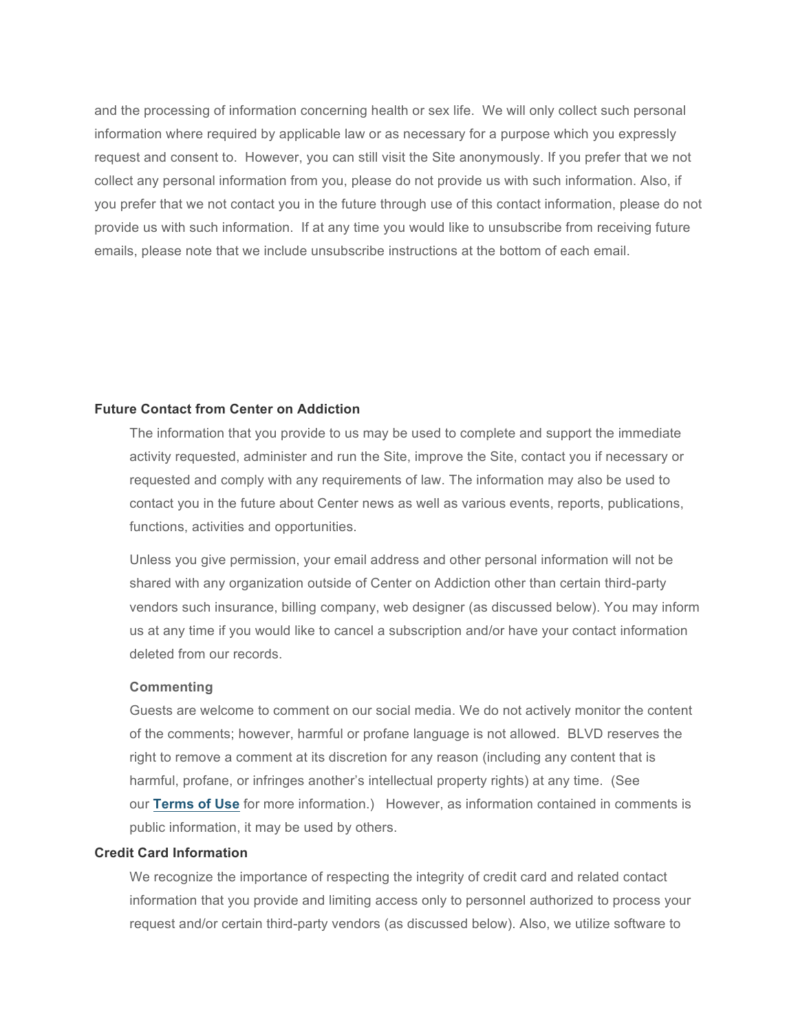and the processing of information concerning health or sex life.  We will only collect such personal information where required by applicable law or as necessary for a purpose which you expressly request and consent to.  However, you can still visit the Site anonymously. If you prefer that we not collect any personal information from you, please do not provide us with such information. Also, if you prefer that we not contact you in the future through use of this contact information, please do not provide us with such information.  If at any time you would like to unsubscribe from receiving future emails, please note that we include unsubscribe instructions at the bottom of each email.

**Future Contact from Center on Addiction**

The information that you provide to us may be used to complete and support the immediate activity requested, administer and run the Site, improve the Site, contact you if necessary or requested and comply with any requirements of law. The information may also be used to contact you in the future about Center news as well as various events, reports, publications, functions, activities and opportunities.

Unless you give permission, your email address and other personal information will not be shared with any organization outside of Center on Addiction other than certain third-party vendors such insurance, billing company, web designer (as discussed below). You may inform us at any time if you would like to cancel a subscription and/or have your contact information deleted from our records.

**Commenting**

Guests are welcome to comment on our social media. We do not actively monitor the content of the comments; however, harmful or profane language is not allowed.  BLVD reserves the right to remove a comment at its discretion for any reason (including any content that is harmful, profane, or infringes another's intellectual property rights) at any time.  (See our **Terms of Use** for more information.)   However, as information contained in comments is public information, it may be used by others.

**Credit Card Information**

We recognize the importance of respecting the integrity of credit card and related contact information that you provide and limiting access only to personnel authorized to process your request and/or certain third-party vendors (as discussed below). Also, we utilize software to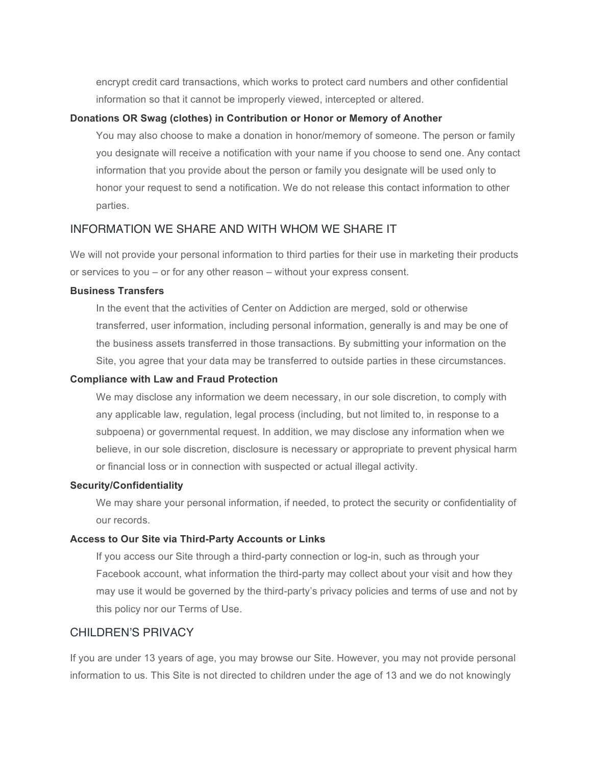encrypt credit card transactions, which works to protect card numbers and other confidential information so that it cannot be improperly viewed, intercepted or altered.

**Donations OR Swag (clothes) in Contribution or Honor or Memory of Another**

You may also choose to make a donation in honor/memory of someone. The person or family you designate will receive a notification with your name if you choose to send one. Any contact information that you provide about the person or family you designate will be used only to honor your request to send a notification. We do not release this contact information to other parties.

## INFORMATION WE SHARE AND WITH WHOM WE SHARE IT

We will not provide your personal information to third parties for their use in marketing their products or services to you – or for any other reason – without your express consent.

**Business Transfers**

In the event that the activities of Center on Addiction are merged, sold or otherwise transferred, user information, including personal information, generally is and may be one of the business assets transferred in those transactions. By submitting your information on the Site, you agree that your data may be transferred to outside parties in these circumstances.

**Compliance with Law and Fraud Protection**

We may disclose any information we deem necessary, in our sole discretion, to comply with any applicable law, regulation, legal process (including, but not limited to, in response to a subpoena) or governmental request. In addition, we may disclose any information when we believe, in our sole discretion, disclosure is necessary or appropriate to prevent physical harm or financial loss or in connection with suspected or actual illegal activity.

**Security/Confidentiality**

We may share your personal information, if needed, to protect the security or confidentiality of our records.

**Access to Our Site via Third-Party Accounts or Links**

If you access our Site through a third-party connection or log-in, such as through your Facebook account, what information the third-party may collect about your visit and how they may use it would be governed by the third-party's privacy policies and terms of use and not by this policy nor our Terms of Use.

## CHILDREN'S PRIVACY

If you are under 13 years of age, you may browse our Site. However, you may not provide personal information to us. This Site is not directed to children under the age of 13 and we do not knowingly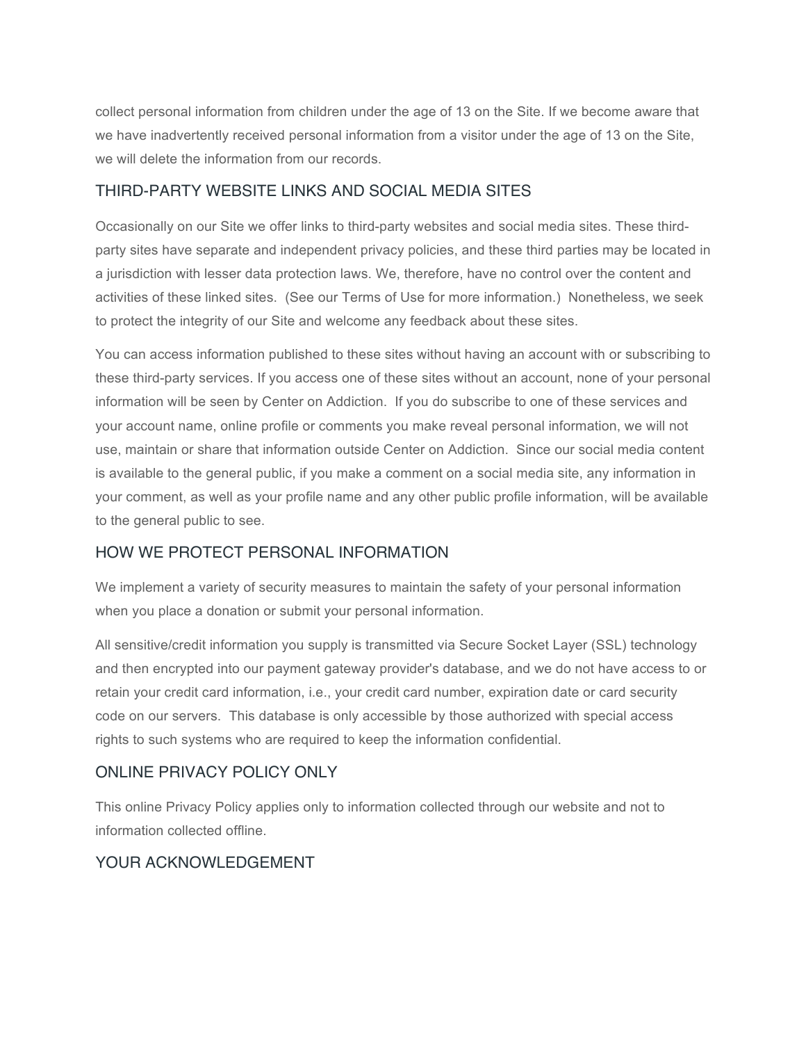collect personal information from children under the age of 13 on the Site. If we become aware that we have inadvertently received personal information from a visitor under the age of 13 on the Site, we will delete the information from our records.

## THIRD-PARTY WEBSITE LINKS AND SOCIAL MEDIA SITES

Occasionally on our Site we offer links to third-party websites and social media sites. These third-party sites have separate and independent privacy policies, and these third parties may be located in a jurisdiction with lesser data protection laws. We, therefore, have no control over the content and activities of these linked sites. (See our Terms of Use for more information.) Nonetheless, we seek to protect the integrity of our Site and welcome any feedback about these sites.

You can access information published to these sites without having an account with or subscribing to these third-party services. If you access one of these sites without an account, none of your personal information will be seen by Center on Addiction. If you do subscribe to one of these services and your account name, online profile or comments you make reveal personal information, we will not use, maintain or share that information outside Center on Addiction. Since our social media content is available to the general public, if you make a comment on a social media site, any information in your comment, as well as your profile name and any other public profile information, will be available to the general public to see.

## HOW WE PROTECT PERSONAL INFORMATION

We implement a variety of security measures to maintain the safety of your personal information when you place a donation or submit your personal information.

All sensitive/credit information you supply is transmitted via Secure Socket Layer (SSL) technology and then encrypted into our payment gateway provider's database, and we do not have access to or retain your credit card information, i.e., your credit card number, expiration date or card security code on our servers. This database is only accessible by those authorized with special access rights to such systems who are required to keep the information confidential.

## ONLINE PRIVACY POLICY ONLY

This online Privacy Policy applies only to information collected through our website and not to information collected offline.

## YOUR ACKNOWLEDGEMENT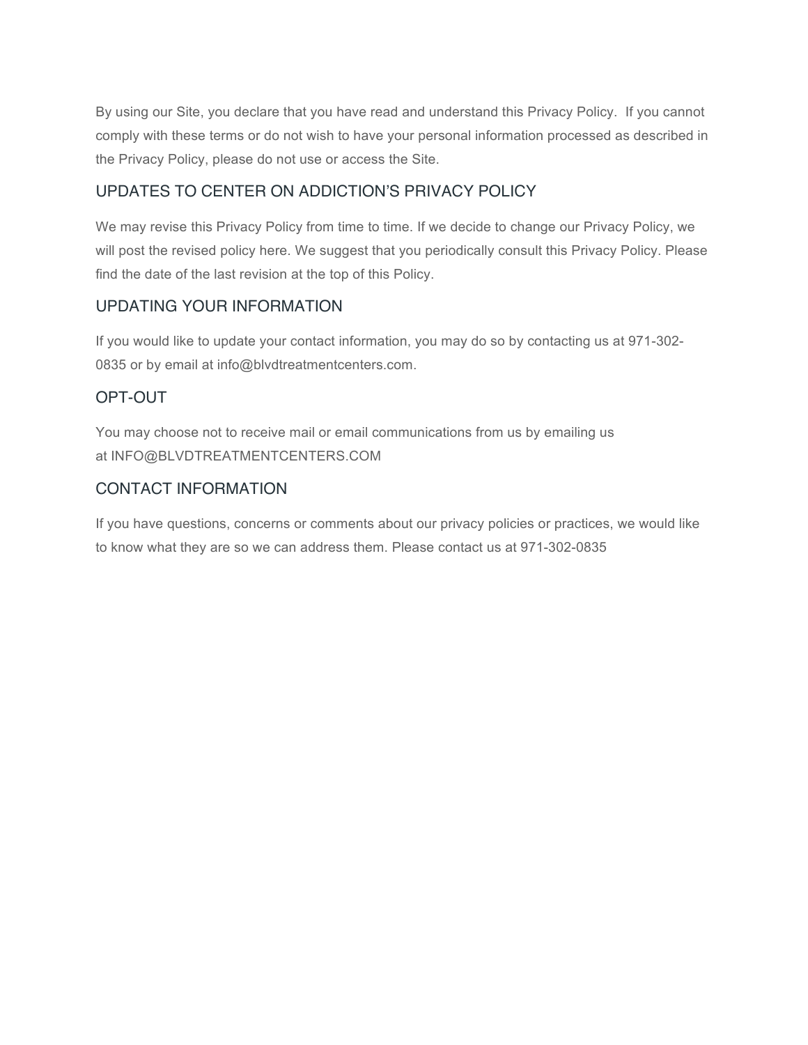By using our Site, you declare that you have read and understand this Privacy Policy.  If you cannot comply with these terms or do not wish to have your personal information processed as described in the Privacy Policy, please do not use or access the Site.

## UPDATES TO CENTER ON ADDICTION'S PRIVACY POLICY

We may revise this Privacy Policy from time to time. If we decide to change our Privacy Policy, we will post the revised policy here. We suggest that you periodically consult this Privacy Policy. Please find the date of the last revision at the top of this Policy.

## UPDATING YOUR INFORMATION

If you would like to update your contact information, you may do so by contacting us at 971-302-0835 or by email at info@blvdtreatmentcenters.com.

## OPT-OUT

You may choose not to receive mail or email communications from us by emailing us at INFO@BLVDTREATMENTCENTERS.COM

## CONTACT INFORMATION

If you have questions, concerns or comments about our privacy policies or practices, we would like to know what they are so we can address them. Please contact us at 971-302-0835